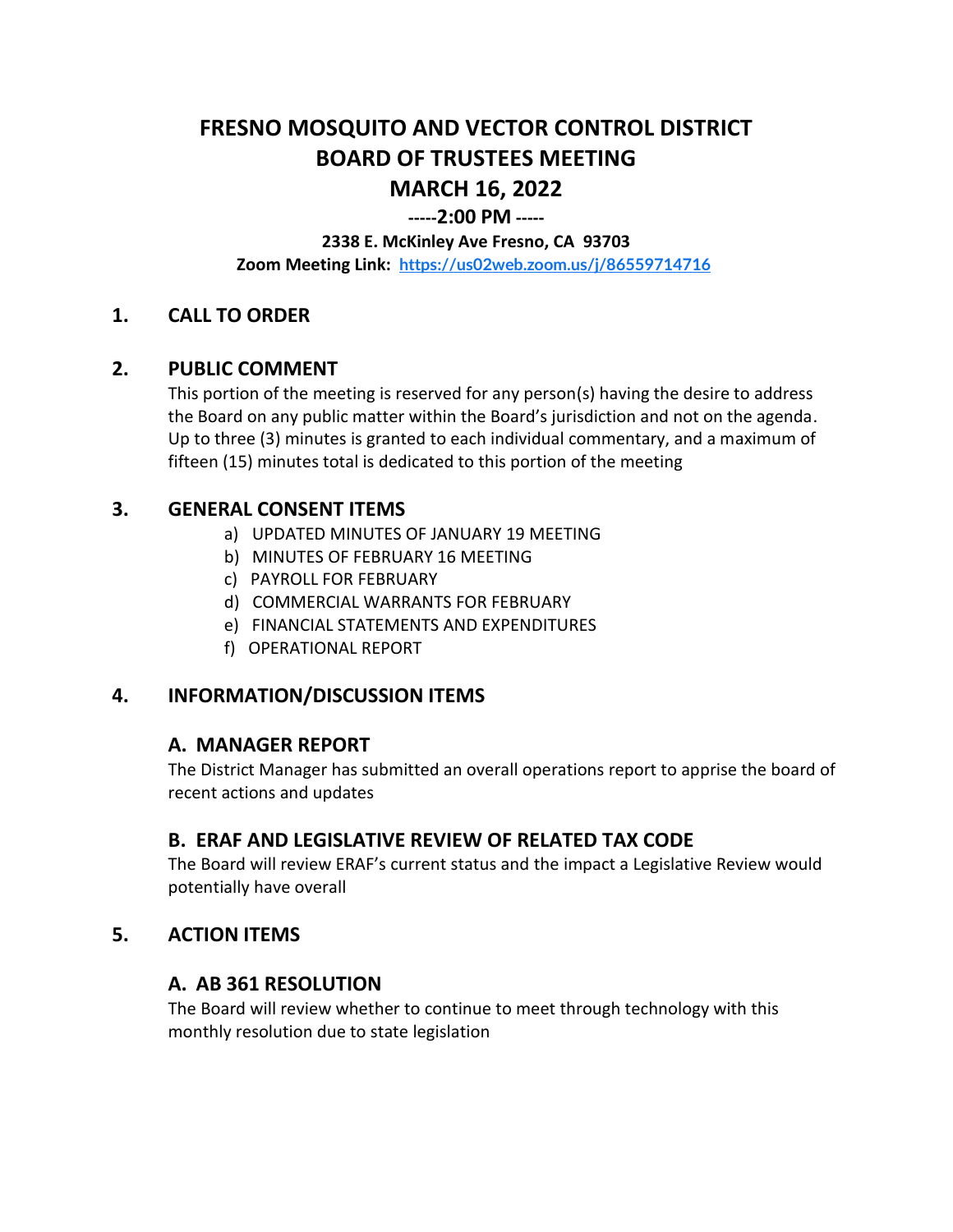# FRESNO MOSQUITO AND VECTOR CONTROL DISTRICT
# BOARD OF TRUSTEES MEETING
# MARCH 16, 2022

**-----2:00 PM -----**

**2338 E. McKinley Ave Fresno, CA 93703**

**Zoom Meeting Link: https://us02web.zoom.us/j/86559714716**

## 1. CALL TO ORDER

## 2. PUBLIC COMMENT

This portion of the meeting is reserved for any person(s) having the desire to address the Board on any public matter within the Board's jurisdiction and not on the agenda. Up to three (3) minutes is granted to each individual commentary, and a maximum of fifteen (15) minutes total is dedicated to this portion of the meeting

## 3. GENERAL CONSENT ITEMS

a) UPDATED MINUTES OF JANUARY 19 MEETING
b) MINUTES OF FEBRUARY 16 MEETING
c) PAYROLL FOR FEBRUARY
d) COMMERCIAL WARRANTS FOR FEBRUARY
e) FINANCIAL STATEMENTS AND EXPENDITURES
f) OPERATIONAL REPORT

## 4. INFORMATION/DISCUSSION ITEMS

### A. MANAGER REPORT

The District Manager has submitted an overall operations report to apprise the board of recent actions and updates

### B. ERAF AND LEGISLATIVE REVIEW OF RELATED TAX CODE

The Board will review ERAF's current status and the impact a Legislative Review would potentially have overall

## 5. ACTION ITEMS

### A. AB 361 RESOLUTION

The Board will review whether to continue to meet through technology with this monthly resolution due to state legislation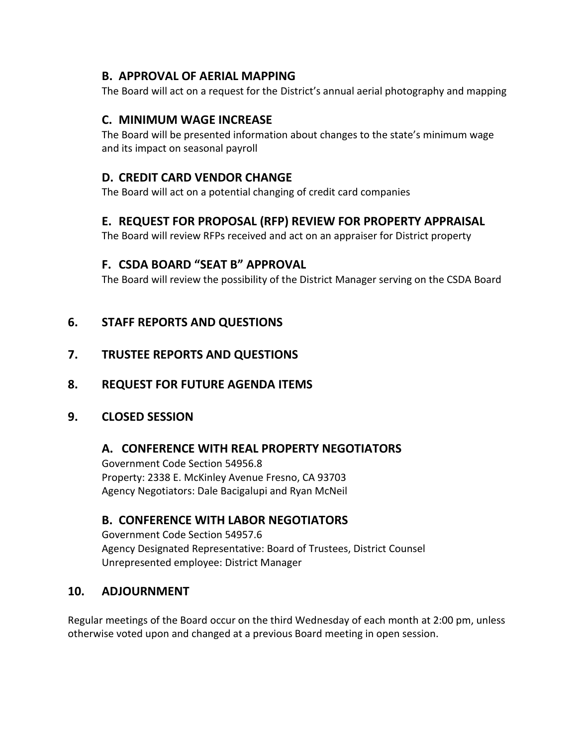### B. APPROVAL OF AERIAL MAPPING

The Board will act on a request for the District's annual aerial photography and mapping

### C. MINIMUM WAGE INCREASE

The Board will be presented information about changes to the state's minimum wage and its impact on seasonal payroll

### D. CREDIT CARD VENDOR CHANGE

The Board will act on a potential changing of credit card companies

### E. REQUEST FOR PROPOSAL (RFP) REVIEW FOR PROPERTY APPRAISAL

The Board will review RFPs received and act on an appraiser for District property

### F. CSDA BOARD "SEAT B" APPROVAL

The Board will review the possibility of the District Manager serving on the CSDA Board

## 6. STAFF REPORTS AND QUESTIONS

## 7. TRUSTEE REPORTS AND QUESTIONS

## 8. REQUEST FOR FUTURE AGENDA ITEMS

## 9. CLOSED SESSION

### A. CONFERENCE WITH REAL PROPERTY NEGOTIATORS

Government Code Section 54956.8
Property: 2338 E. McKinley Avenue Fresno, CA 93703
Agency Negotiators: Dale Bacigalupi and Ryan McNeil

### B. CONFERENCE WITH LABOR NEGOTIATORS

Government Code Section 54957.6
Agency Designated Representative: Board of Trustees, District Counsel
Unrepresented employee: District Manager

## 10. ADJOURNMENT

Regular meetings of the Board occur on the third Wednesday of each month at 2:00 pm, unless otherwise voted upon and changed at a previous Board meeting in open session.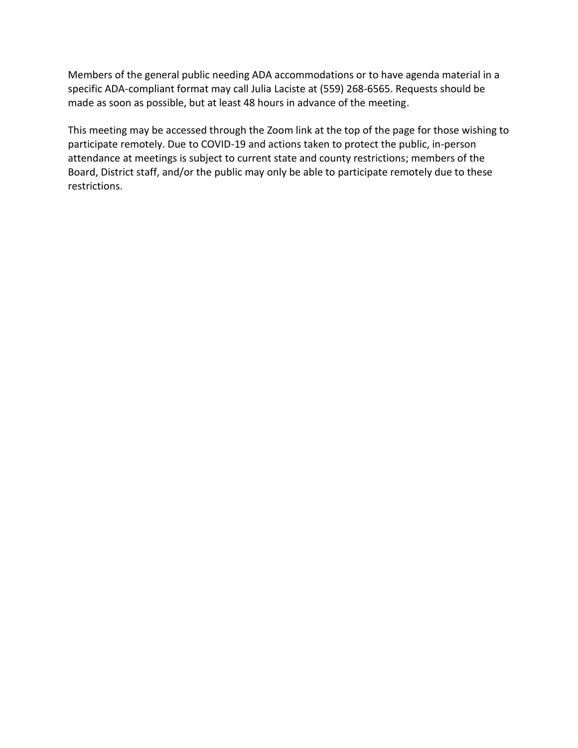Members of the general public needing ADA accommodations or to have agenda material in a specific ADA-compliant format may call Julia Laciste at (559) 268-6565. Requests should be made as soon as possible, but at least 48 hours in advance of the meeting.

This meeting may be accessed through the Zoom link at the top of the page for those wishing to participate remotely. Due to COVID-19 and actions taken to protect the public, in-person attendance at meetings is subject to current state and county restrictions; members of the Board, District staff, and/or the public may only be able to participate remotely due to these restrictions.